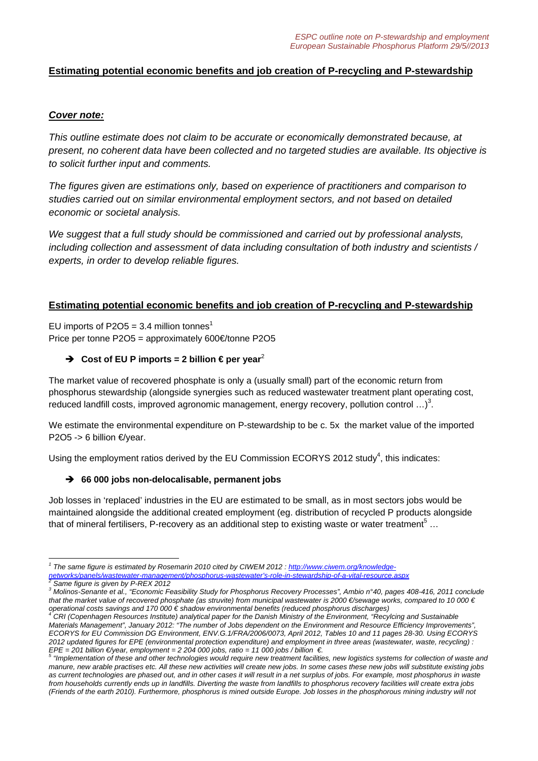**Estimating potential economic benefits and job creation of P-recycling and P-stewardship**

***Cover note:***

*This outline estimate does not claim to be accurate or economically demonstrated because, at present, no coherent data have been collected and no targeted studies are available. Its objective is to solicit further input and comments.*

*The figures given are estimations only, based on experience of practitioners and comparison to studies carried out on similar environmental employment sectors, and not based on detailed economic or societal analysis.*

*We suggest that a full study should be commissioned and carried out by professional analysts, including collection and assessment of data including consultation of both industry and scientists / experts, in order to develop reliable figures.*

**Estimating potential economic benefits and job creation of P-recycling and P-stewardship**

EU imports of P2O5 = 3.4 million tonnes[1]
Price per tonne P2O5 = approximately 600€/tonne P2O5

➔ **Cost of EU P imports = 2 billion € per year**[2]

The market value of recovered phosphate is only a (usually small) part of the economic return from phosphorus stewardship (alongside synergies such as reduced wastewater treatment plant operating cost, reduced landfill costs, improved agronomic management, energy recovery, pollution control …)[3].

We estimate the environmental expenditure on P-stewardship to be c. 5x the market value of the imported P2O5 -> 6 billion €/year.

Using the employment ratios derived by the EU Commission ECORYS 2012 study[4], this indicates:

➔ **66 000 jobs non-delocalisable, permanent jobs**

Job losses in 'replaced' industries in the EU are estimated to be small, as in most sectors jobs would be maintained alongside the additional created employment (eg. distribution of recycled P products alongside that of mineral fertilisers, P-recovery as an additional step to existing waste or water treatment[5] …

---

[1] *The same figure is estimated by Rosemarin 2010 cited by CIWEM 2012 : http://www.ciwem.org/knowledge-networks/panels/wastewater-management/phosphorus-wastewater's-role-in-stewardship-of-a-vital-resource.aspx*

[2] *Same figure is given by P-REX 2012*

[3] *Molinos-Senante et al., "Economic Feasibility Study for Phosphorus Recovery Processes", Ambio n°40, pages 408-416, 2011 conclude that the market value of recovered phosphate (as struvite) from municipal wastewater is 2000 €/sewage works, compared to 10 000 € operational costs savings and 170 000 € shadow environmental benefits (reduced phosphorus discharges)*

[4] *CRI (Copenhagen Resources Institute) analytical paper for the Danish Ministry of the Environment, "Recylcing and Sustainable Materials Management", January 2012: "The number of Jobs dependent on the Environment and Resource Efficiency Improvements", ECORYS for EU Commission DG Environment, ENV.G.1/FRA/2006/0073, April 2012, Tables 10 and 11 pages 28-30. Using ECORYS 2012 updated figures for EPE (environmental protection expenditure) and employment in three areas (wastewater, waste, recycling) : EPE = 201 billion €/year, employment = 2 204 000 jobs, ratio = 11 000 jobs / billion €.*

[5] *"Implementation of these and other technologies would require new treatment facilities, new logistics systems for collection of waste and manure, new arable practises etc. All these new activities will create new jobs. In some cases these new jobs will substitute existing jobs as current technologies are phased out, and in other cases it will result in a net surplus of jobs. For example, most phosphorus in waste from households currently ends up in landfills. Diverting the waste from landfills to phosphorus recovery facilities will create extra jobs (Friends of the earth 2010). Furthermore, phosphorus is mined outside Europe. Job losses in the phosphorous mining industry will not*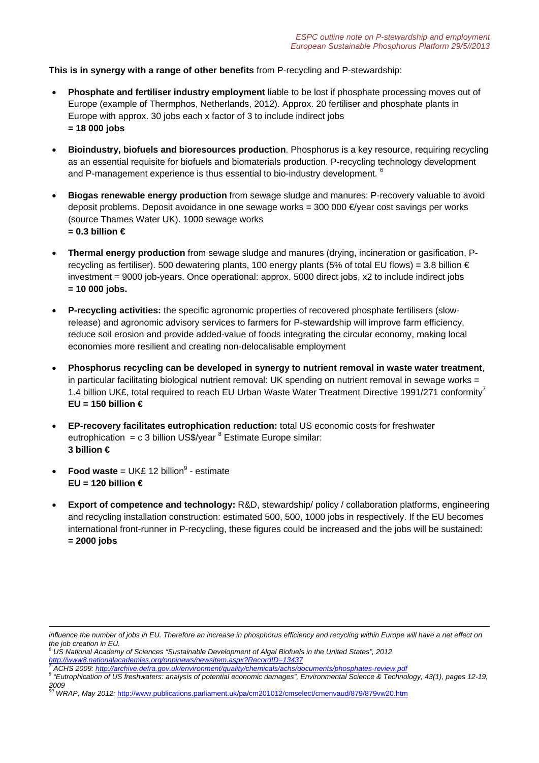**This is in synergy with a range of other benefits** from P-recycling and P-stewardship:

- **Phosphate and fertiliser industry employment** liable to be lost if phosphate processing moves out of Europe (example of Thermphos, Netherlands, 2012). Approx. 20 fertiliser and phosphate plants in Europe with approx. 30 jobs each x factor of 3 to include indirect jobs
  **= 18 000 jobs**

- **Bioindustry, biofuels and bioresources production**. Phosphorus is a key resource, requiring recycling as an essential requisite for biofuels and biomaterials production. P-recycling technology development and P-management experience is thus essential to bio-industry development. [6]

- **Biogas renewable energy production** from sewage sludge and manures: P-recovery valuable to avoid deposit problems. Deposit avoidance in one sewage works = 300 000 €/year cost savings per works (source Thames Water UK). 1000 sewage works
  **= 0.3 billion €**

- **Thermal energy production** from sewage sludge and manures (drying, incineration or gasification, P-recycling as fertiliser). 500 dewatering plants, 100 energy plants (5% of total EU flows) = 3.8 billion € investment = 9000 job-years. Once operational: approx. 5000 direct jobs, x2 to include indirect jobs
  **= 10 000 jobs.**

- **P-recycling activities:** the specific agronomic properties of recovered phosphate fertilisers (slow-release) and agronomic advisory services to farmers for P-stewardship will improve farm efficiency, reduce soil erosion and provide added-value of foods integrating the circular economy, making local economies more resilient and creating non-delocalisable employment

- **Phosphorus recycling can be developed in synergy to nutrient removal in waste water treatment**, in particular facilitating biological nutrient removal: UK spending on nutrient removal in sewage works = 1.4 billion UK£, total required to reach EU Urban Waste Water Treatment Directive 1991/271 conformity[7]
  **EU = 150 billion €**

- **EP-recovery facilitates eutrophication reduction:** total US economic costs for freshwater eutrophication = c 3 billion US$/year [8] Estimate Europe similar:
  **3 billion €**

- **Food waste** = UK£ 12 billion[9] - estimate
  **EU = 120 billion €**

- **Export of competence and technology:** R&D, stewardship/ policy / collaboration platforms, engineering and recycling installation construction: estimated 500, 500, 1000 jobs in respectively. If the EU becomes international front-runner in P-recycling, these figures could be increased and the jobs will be sustained:
  **= 2000 jobs**

---

*influence the number of jobs in EU. Therefore an increase in phosphorus efficiency and recycling within Europe will have a net effect on the job creation in EU.*

[6] *US National Academy of Sciences "Sustainable Development of Algal Biofuels in the United States", 2012* *http://www8.nationalacademies.org/onpinews/newsitem.aspx?RecordID=13437*

[7] *ACHS 2009: http://archive.defra.gov.uk/environment/quality/chemicals/achs/documents/phosphates-review.pdf*

[8] *"Eutrophication of US freshwaters: analysis of potential economic damages", Environmental Science & Technology, 43(1), pages 12-19, 2009*

[99] *WRAP, May 2012:* http://www.publications.parliament.uk/pa/cm201012/cmselect/cmenvaud/879/879vw20.htm